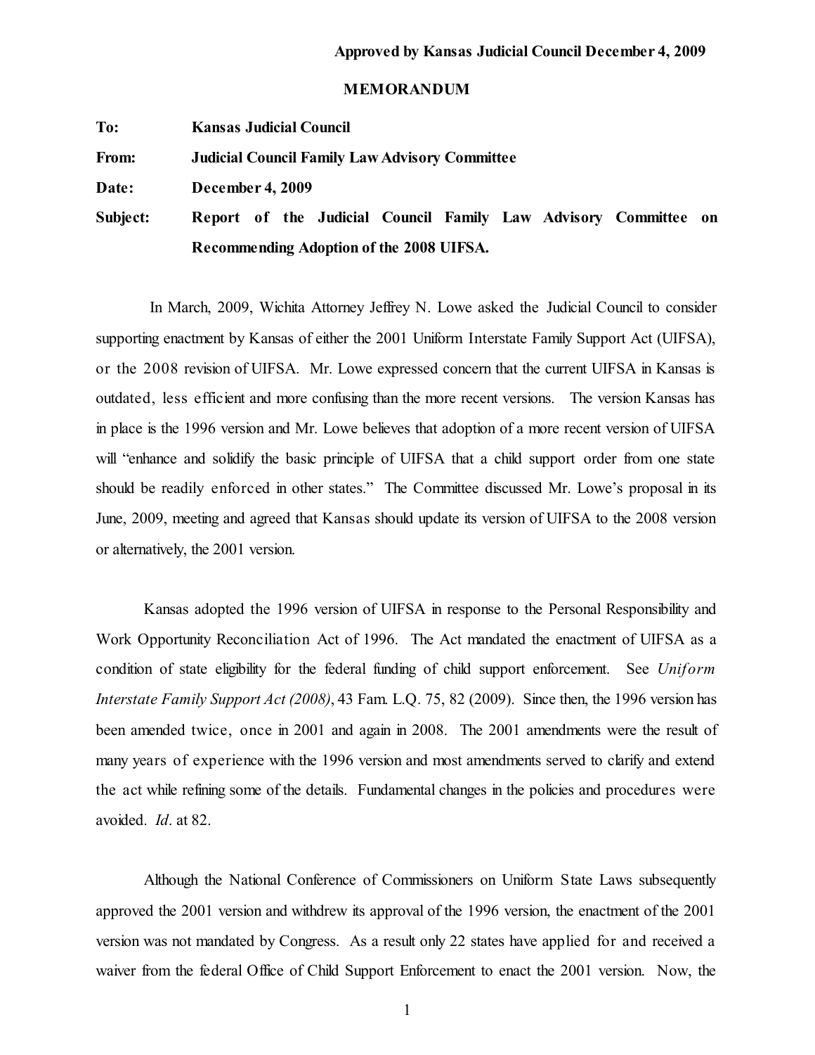**Approved by Kansas Judicial Council December 4, 2009**

**MEMORANDUM**

**To:** **Kansas Judicial Council**

**From:** **Judicial Council Family Law Advisory Committee**

**Date:** **December 4, 2009**

**Subject:** **Report of the Judicial Council Family Law Advisory Committee on Recommending Adoption of the 2008 UIFSA.**

In March, 2009, Wichita Attorney Jeffrey N. Lowe asked the Judicial Council to consider supporting enactment by Kansas of either the 2001 Uniform Interstate Family Support Act (UIFSA), or the 2008 revision of UIFSA. Mr. Lowe expressed concern that the current UIFSA in Kansas is outdated, less efficient and more confusing than the more recent versions. The version Kansas has in place is the 1996 version and Mr. Lowe believes that adoption of a more recent version of UIFSA will "enhance and solidify the basic principle of UIFSA that a child support order from one state should be readily enforced in other states." The Committee discussed Mr. Lowe's proposal in its June, 2009, meeting and agreed that Kansas should update its version of UIFSA to the 2008 version or alternatively, the 2001 version.

Kansas adopted the 1996 version of UIFSA in response to the Personal Responsibility and Work Opportunity Reconciliation Act of 1996. The Act mandated the enactment of UIFSA as a condition of state eligibility for the federal funding of child support enforcement. See *Uniform Interstate Family Support Act (2008)*, 43 Fam. L.Q. 75, 82 (2009). Since then, the 1996 version has been amended twice, once in 2001 and again in 2008. The 2001 amendments were the result of many years of experience with the 1996 version and most amendments served to clarify and extend the act while refining some of the details. Fundamental changes in the policies and procedures were avoided. *Id*. at 82.

Although the National Conference of Commissioners on Uniform State Laws subsequently approved the 2001 version and withdrew its approval of the 1996 version, the enactment of the 2001 version was not mandated by Congress. As a result only 22 states have applied for and received a waiver from the federal Office of Child Support Enforcement to enact the 2001 version. Now, the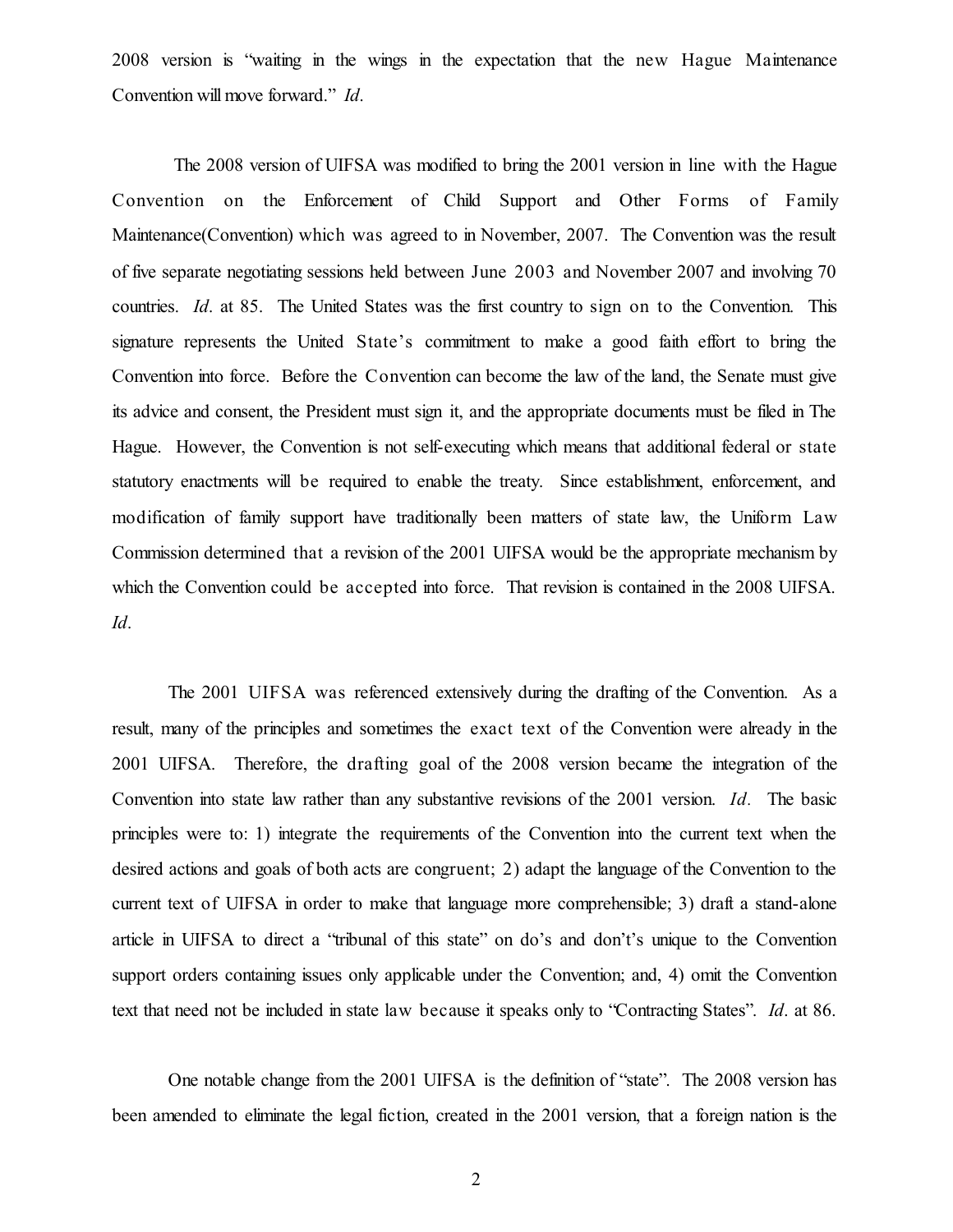2008 version is "waiting in the wings in the expectation that the new Hague Maintenance Convention will move forward." *Id*.

The 2008 version of UIFSA was modified to bring the 2001 version in line with the Hague Convention on the Enforcement of Child Support and Other Forms of Family Maintenance(Convention) which was agreed to in November, 2007. The Convention was the result of five separate negotiating sessions held between June 2003 and November 2007 and involving 70 countries. *Id*. at 85. The United States was the first country to sign on to the Convention. This signature represents the United State's commitment to make a good faith effort to bring the Convention into force. Before the Convention can become the law of the land, the Senate must give its advice and consent, the President must sign it, and the appropriate documents must be filed in The Hague. However, the Convention is not self-executing which means that additional federal or state statutory enactments will be required to enable the treaty. Since establishment, enforcement, and modification of family support have traditionally been matters of state law, the Uniform Law Commission determined that a revision of the 2001 UIFSA would be the appropriate mechanism by which the Convention could be accepted into force. That revision is contained in the 2008 UIFSA. *Id*.

The 2001 UIFSA was referenced extensively during the drafting of the Convention. As a result, many of the principles and sometimes the exact text of the Convention were already in the 2001 UIFSA. Therefore, the drafting goal of the 2008 version became the integration of the Convention into state law rather than any substantive revisions of the 2001 version. *Id*. The basic principles were to: 1) integrate the requirements of the Convention into the current text when the desired actions and goals of both acts are congruent; 2) adapt the language of the Convention to the current text of UIFSA in order to make that language more comprehensible; 3) draft a stand-alone article in UIFSA to direct a "tribunal of this state" on do's and don't's unique to the Convention support orders containing issues only applicable under the Convention; and, 4) omit the Convention text that need not be included in state law because it speaks only to "Contracting States". *Id*. at 86.

One notable change from the 2001 UIFSA is the definition of "state". The 2008 version has been amended to eliminate the legal fiction, created in the 2001 version, that a foreign nation is the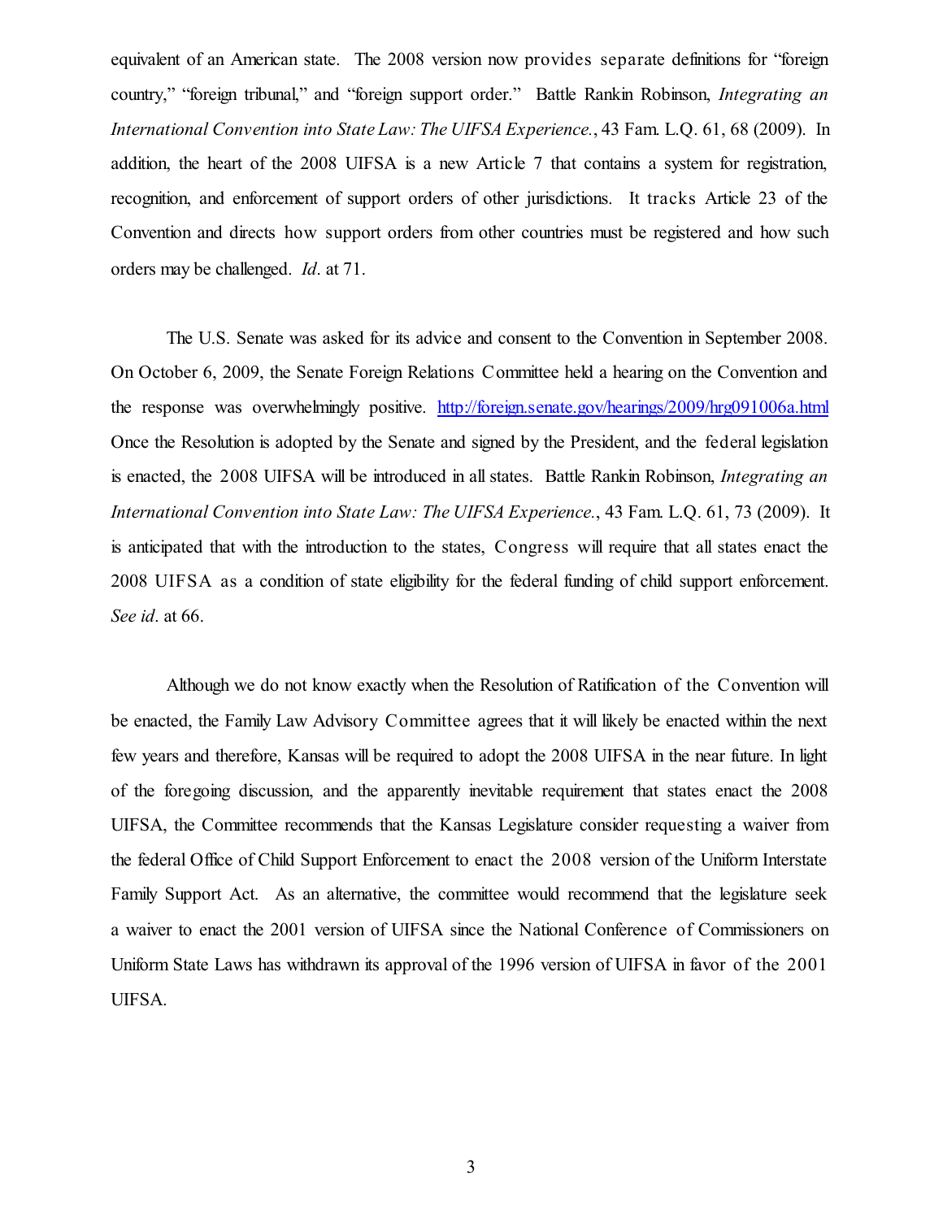equivalent of an American state. The 2008 version now provides separate definitions for "foreign country," "foreign tribunal," and "foreign support order." Battle Rankin Robinson, *Integrating an International Convention into State Law: The UIFSA Experience.*, 43 Fam. L.Q. 61, 68 (2009). In addition, the heart of the 2008 UIFSA is a new Article 7 that contains a system for registration, recognition, and enforcement of support orders of other jurisdictions. It tracks Article 23 of the Convention and directs how support orders from other countries must be registered and how such orders may be challenged. *Id*. at 71.

The U.S. Senate was asked for its advice and consent to the Convention in September 2008. On October 6, 2009, the Senate Foreign Relations Committee held a hearing on the Convention and the response was overwhelmingly positive. http://foreign.senate.gov/hearings/2009/hrg091006a.html Once the Resolution is adopted by the Senate and signed by the President, and the federal legislation is enacted, the 2008 UIFSA will be introduced in all states. Battle Rankin Robinson, *Integrating an International Convention into State Law: The UIFSA Experience.*, 43 Fam. L.Q. 61, 73 (2009). It is anticipated that with the introduction to the states, Congress will require that all states enact the 2008 UIFSA as a condition of state eligibility for the federal funding of child support enforcement. *See id*. at 66.

Although we do not know exactly when the Resolution of Ratification of the Convention will be enacted, the Family Law Advisory Committee agrees that it will likely be enacted within the next few years and therefore, Kansas will be required to adopt the 2008 UIFSA in the near future. In light of the foregoing discussion, and the apparently inevitable requirement that states enact the 2008 UIFSA, the Committee recommends that the Kansas Legislature consider requesting a waiver from the federal Office of Child Support Enforcement to enact the 2008 version of the Uniform Interstate Family Support Act. As an alternative, the committee would recommend that the legislature seek a waiver to enact the 2001 version of UIFSA since the National Conference of Commissioners on Uniform State Laws has withdrawn its approval of the 1996 version of UIFSA in favor of the 2001 UIFSA.